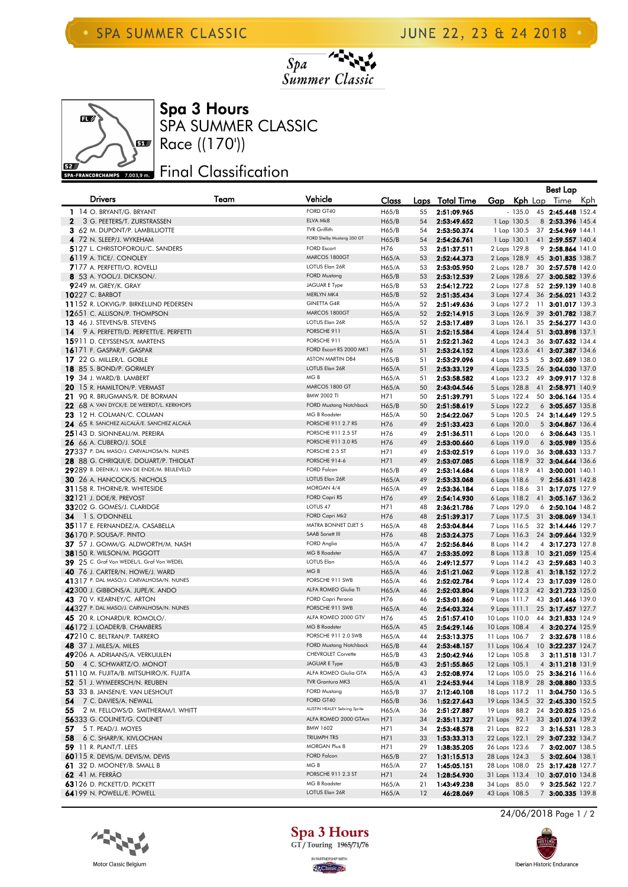# Spa 3 Hours

## SPA SUMMER CLASSIC

Race ((170'))

Final Classification

| Pos | No | Drivers | Team | Vehicle | Class | Laps | Total Time | Gap | Kph | Best Lap Lap | Best Lap Time | Best Lap Kph |
|---|---|---|---|---|---|---|---|---|---|---|---|---|
| 1 | 14 | O. BRYANT/G. BRYANT | | FORD GT40 | H65/B | 55 | 2:51:09.965 | - | 135.0 | 45 | 2:45.448 | 152.4 |
| 2 | 3 | G. PEETERS/T. ZURSTRASSEN | | ELVA Mk8 | H65/B | 54 | 2:53:49.652 | 1 Lap | 130.5 | 8 | 2:53.396 | 145.4 |
| 3 | 62 | M. DUPONT/P. LAMBILLIOTTE | | TVR Griffith | H65/B | 54 | 2:53:50.374 | 1 Lap | 130.5 | 37 | 2:54.969 | 144.1 |
| 4 | 72 | N. SLEEP/J. WYKEHAM | | FORD Shelby Mustang 350 GT | H65/B | 54 | 2:54:26.761 | 1 Lap | 130.1 | 41 | 2:59.557 | 140.4 |
| 5 | 127 | L. CHRISTOFOROU/C. SANDERS | | FORD Escort | H76 | 53 | 2:51:37.511 | 2 Laps | 130.8 | 9 | 2:58.864 | 141.0 |
| 6 | 119 | A. TICE/. CONOLEY | | MARCOS 1800GT | H65/A | 53 | 2:52:44.373 | 2 Laps | 129.8 | 45 | 3:01.835 | 138.7 |
| 7 | 177 | A. PERFETTI/O. ROVELLI | | LOTUS Elan 26R | H65/A | 53 | 2:53:05.950 | 2 Laps | 128.7 | 30 | 2:57.578 | 142.0 |
| 8 | 53 | A. YOOL/J. DICKSON/. | | FORD Mustang | H65/B | 53 | 2:53:12.539 | 2 Laps | 128.6 | 27 | 3:00.582 | 139.6 |
| 9 | 249 | M. GREY/K. GRAY | | JAGUAR E Type | H65/B | 53 | 2:54:12.722 | 2 Laps | 127.8 | 52 | 2:59.139 | 140.8 |
| 10 | 227 | C. BARBOT | | MERLYN MK4 | H65/B | 52 | 2:51:35.434 | 3 Laps | 127.4 | 36 | 2:56.021 | 143.2 |
| 11 | 152 | R. LOKVIG/P. BIRKELUND PEDERSEN | | GINETTA G4R | H65/A | 52 | 2:51:49.636 | 3 Laps | 127.2 | 11 | 3:01.017 | 139.3 |
| 12 | 651 | C. ALLISON/P. THOMPSON | | MARCOS 1800GT | H65/A | 52 | 2:52:14.915 | 3 Laps | 126.9 | 39 | 3:01.782 | 138.7 |
| 13 | 46 | J. STEVENS/B. STEVENS | | LOTUS Elan 26R | H65/A | 52 | 2:53:17.489 | 3 Laps | 126.1 | 35 | 2:56.277 | 143.0 |
| 14 | 9 | A. PERFETTI/D. PERFETTI/E. PERFETTI | | PORSCHE 911 | H65/A | 51 | 2:52:15.584 | 4 Laps | 124.4 | 51 | 3:03.898 | 137.1 |
| 15 | 911 | D. CEYSSENS/X. MARTENS | | PORSCHE 911 | H65/A | 51 | 2:52:21.362 | 4 Laps | 124.3 | 36 | 3:07.632 | 134.4 |
| 16 | 171 | F. GASPAR/F. GASPAR | | FORD Escort RS 2000 MK1 | H76 | 51 | 2:53:24.152 | 4 Laps | 123.6 | 41 | 3:07.387 | 134.6 |
| 17 | 22 | G. MILLER/L. GOBLE | | ASTON MARTIN DB4 | H65/B | 51 | 2:53:29.096 | 4 Laps | 123.5 | 5 | 3:02.689 | 138.0 |
| 18 | 85 | S. BOND/P. GORMLEY | | LOTUS Elan 26R | H65/A | 51 | 2:53:33.129 | 4 Laps | 123.5 | 26 | 3:04.030 | 137.0 |
| 19 | 34 | J. WARD/B. LAMBERT | | MG B | H65/A | 51 | 2:53:58.582 | 4 Laps | 123.2 | 49 | 3:09.917 | 132.8 |
| 20 | 15 | R. HAMILTON/P. VERMAST | | MARCOS 1800 GT | H65/A | 50 | 2:43:04.546 | 5 Laps | 128.8 | 41 | 2:58.971 | 140.9 |
| 21 | 90 | R. BRUGMANS/R. DE BORMAN | | BMW 2002 TI | H71 | 50 | 2:51:39.791 | 5 Laps | 122.4 | 50 | 3:06.164 | 135.4 |
| 22 | 68 | A. VAN DYCK/E. DE WEERDT/L. KERKHOFS | | FORD Mustang Notchback | H65/B | 50 | 2:51:58.619 | 5 Laps | 122.2 | 6 | 3:05.657 | 135.8 |
| 23 | 12 | H. COLMAN/C. COLMAN | | MG B Roadster | H65/A | 50 | 2:54:22.067 | 5 Laps | 120.5 | 24 | 3:14.649 | 129.5 |
| 24 | 65 | R. SANCHEZ ALCALÁ/E. SANCHEZ ALCALÁ | | PORSCHE 911 2.7 RS | H76 | 49 | 2:51:33.423 | 6 Laps | 120.0 | 5 | 3:04.867 | 136.4 |
| 25 | 143 | D. SIONNEAU/M. PEREIRA | | PORSCHE 911 2.5 ST | H76 | 49 | 2:51:36.511 | 6 Laps | 120.0 | 6 | 3:06.643 | 135.1 |
| 26 | 66 | A. CUBERO/J. SOLE | | PORSCHE 911 3.0 RS | H76 | 49 | 2:53:00.660 | 6 Laps | 119.0 | 6 | 3:05.989 | 135.6 |
| 27 | 337 | P. DAL MASO/J. CARVALHOSA/N. NUNES | | PORSCHE 2.5 ST | H71 | 49 | 2:53:02.519 | 6 Laps | 119.0 | 36 | 3:08.633 | 133.7 |
| 28 | 88 | G. CHRIQUI/E. DOUART/P. THIOLAT | | PORSCHE 914-6 | H71 | 49 | 2:53:07.085 | 6 Laps | 118.9 | 32 | 3:04.644 | 136.6 |
| 29 | 289 | B. DEENIK/J. VAN DE ENDE/M. BEIJLEVELD | | FORD Falcon | H65/B | 49 | 2:53:14.684 | 6 Laps | 118.9 | 41 | 3:00.001 | 140.1 |
| 30 | 26 | A. HANCOCK/S. NICHOLS | | LOTUS Elan 26R | H65/A | 49 | 2:53:33.068 | 6 Laps | 118.6 | 9 | 2:56.631 | 142.8 |
| 31 | 158 | R. THORNE/R. WHITESIDE | | MORGAN 4/4 | H65/A | 49 | 2:53:36.184 | 6 Laps | 118.6 | 31 | 3:17.075 | 127.9 |
| 32 | 121 | J. DOE/R. PREVOST | | FORD Capri RS | H76 | 49 | 2:54:14.930 | 6 Laps | 118.2 | 41 | 3:05.167 | 136.2 |
| 33 | 202 | G. GOMES/J. CLARIDGE | | LOTUS 47 | H71 | 48 | 2:36:21.786 | 7 Laps | 129.0 | 6 | 2:50.104 | 148.2 |
| 34 | 1 | S. O'DONNELL | | FORD Capri Mk2 | H76 | 48 | 2:51:39.317 | 7 Laps | 117.5 | 31 | 3:08.069 | 134.1 |
| 35 | 117 | E. FERNANDEZ/A. CASABELLA | | MATRA BONNET DJET 5 | H65/A | 48 | 2:53:04.844 | 7 Laps | 116.5 | 32 | 3:14.446 | 129.7 |
| 36 | 170 | P. SOUSA/F. PINTO | | SAAB Sonett III | H76 | 48 | 2:53:24.375 | 7 Laps | 116.3 | 24 | 3:09.664 | 132.9 |
| 37 | 57 | J. GOMM/G. ALDWORTH/M. NASH | | FORD Anglia | H65/A | 47 | 2:52:56.846 | 8 Laps | 114.2 | 4 | 3:17.273 | 127.8 |
| 38 | 150 | R. WILSON/M. PIGGOTT | | MG B Roadster | H65/A | 47 | 2:53:35.092 | 8 Laps | 113.8 | 10 | 3:21.059 | 125.4 |
| 39 | 25 | C. Graf Von WEDEL/L. Graf Von WEDEL | | LOTUS Elan | H65/A | 46 | 2:49:12.577 | 9 Laps | 114.2 | 43 | 2:59.683 | 140.3 |
| 40 | 76 | J. CARTER/N. HOWE/J. WARD | | MG B | H65/A | 46 | 2:51:21.062 | 9 Laps | 112.8 | 41 | 3:18.152 | 127.2 |
| 41 | 317 | P. DAL MASO/J. CARVALHOSA/N. NUNES | | PORSCHE 911 SWB | H65/A | 46 | 2:52:02.784 | 9 Laps | 112.4 | 23 | 3:17.039 | 128.0 |
| 42 | 300 | J. GIBBONS/A. JUPE/K. ANDO | | ALFA ROMEO Giulia TI | H65/A | 46 | 2:52:03.804 | 9 Laps | 112.3 | 42 | 3:21.723 | 125.0 |
| 43 | 70 | V. KEARNEY/C. ARTON | | FORD Capri Perana | H76 | 46 | 2:53:01.860 | 9 Laps | 111.7 | 43 | 3:01.446 | 139.0 |
| 44 | 327 | P. DAL MASO/J. CARVALHOSA/N. NUNES | | PORSCHE 911 SWB | H65/A | 46 | 2:54:03.324 | 9 Laps | 111.1 | 25 | 3:17.457 | 127.7 |
| 45 | 20 | R. LONARDI/R. ROMOLO/. | | ALFA ROMEO 2000 GTV | H76 | 45 | 2:51:57.410 | 10 Laps | 110.0 | 44 | 3:21.833 | 124.9 |
| 46 | 172 | J. LOADER/B. CHAMBERS | | MG B Roadster | H65/A | 45 | 2:54:29.146 | 10 Laps | 108.4 | 4 | 3:20.274 | 125.9 |
| 47 | 210 | C. BELTRAN/P. TARRERO | | PORSCHE 911 2.0 SWB | H65/A | 44 | 2:53:13.375 | 11 Laps | 106.7 | 2 | 3:32.678 | 118.6 |
| 48 | 37 | J. MILES/A. MILES | | FORD Mustang Notchback | H65/B | 44 | 2:53:48.157 | 11 Laps | 106.4 | 10 | 3:22.237 | 124.7 |
| 49 | 206 | A. ADRIAANS/A. VERKUIJLEN | | CHEVROLET Corvette | H65/B | 43 | 2:50:42.946 | 12 Laps | 105.8 | 3 | 3:11.518 | 131.7 |
| 50 | 4 | C. SCHWARTZ/O. MONOT | | JAGUAR E Type | H65/B | 43 | 2:51:55.865 | 12 Laps | 105.1 | 4 | 3:11.218 | 131.9 |
| 51 | 110 | M. FUJITA/B. MITSUHIRO/K. FUJITA | | ALFA ROMEO Giulia GTA | H65/A | 43 | 2:52:08.974 | 12 Laps | 105.0 | 25 | 3:36.216 | 116.6 |
| 52 | 51 | J. WYMEERSCH/N. REUBEN | | TVR Grantura MK3 | H65/A | 41 | 2:24:53.944 | 14 Laps | 118.9 | 28 | 3:08.880 | 133.5 |
| 53 | 33 | B. JANSEN/E. VAN LIESHOUT | | FORD Mustang | H65/B | 37 | 2:12:40.108 | 18 Laps | 117.2 | 11 | 3:04.750 | 136.5 |
| 54 | 7 | C. DAVIES/A. NEWALL | | FORD GT40 | H65/B | 36 | 1:52:27.643 | 19 Laps | 134.5 | 32 | 2:45.330 | 152.5 |
| 55 | 2 | M. FELLOWS/D. SMITHERAM/I. WHITT | | AUSTIN HEALEY Sebring Sprite | H65/A | 36 | 2:51:27.887 | 19 Laps | 88.2 | 24 | 3:20.825 | 125.6 |
| 56 | 333 | G. COLINET/G. COLINET | | ALFA ROMEO 2000 GTAm | H71 | 34 | 2:35:11.327 | 21 Laps | 92.1 | 33 | 3:01.074 | 139.2 |
| 57 | 5 | T. PEAD/J. MOYES | | BMW 1602 | H71 | 34 | 2:53:48.578 | 21 Laps | 82.2 | 3 | 3:16.531 | 128.3 |
| 58 | 6 | C. SHARP/K. KIVLOCHAN | | TRIUMPH TR5 | H71 | 33 | 1:53:33.313 | 22 Laps | 122.1 | 29 | 3:07.232 | 134.7 |
| 59 | 11 | R. PLANT/T. LEES | | MORGAN Plus 8 | H71 | 29 | 1:38:35.205 | 26 Laps | 123.6 | 7 | 3:02.007 | 138.5 |
| 60 | 115 | R. DEVIS/M. DEVIS/M. DEVIS | | FORD Falcon | H65/B | 27 | 1:31:15.513 | 28 Laps | 124.3 | 5 | 3:02.604 | 138.1 |
| 61 | 32 | D. MOONEY/B. SMALL B | | MG B | H65/A | 27 | 1:45:05.151 | 28 Laps | 108.0 | 25 | 3:17.428 | 127.7 |
| 62 | 41 | M. FERRÃO | | PORSCHE 911 2.3 ST | H71 | 24 | 1:28:54.930 | 31 Laps | 113.4 | 10 | 3:07.010 | 134.8 |
| 63 | 126 | D. PICKETT/D. PICKETT | | MG B Roadster | H65/A | 21 | 1:43:49.238 | 34 Laps | 85.0 | 9 | 3:25.562 | 122.7 |
| 64 | 199 | N. POWELL/E. POWELL | | LOTUS Elan 26R | H65/A | 12 | 46:28.069 | 43 Laps | 108.5 | 7 | 3:00.335 | 139.8 |

24/06/2018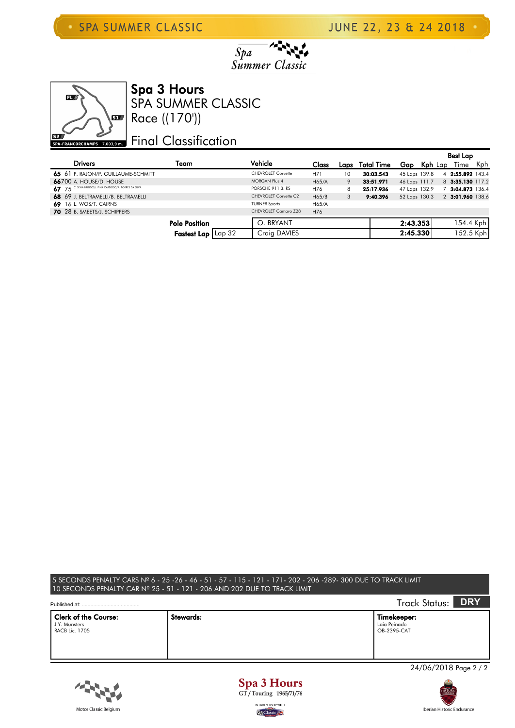# Spa 3 Hours

SPA SUMMER CLASSIC

Race ((170'))

Final Classification

| | | Drivers | Team | Vehicle | Class | Laps | Total Time | Gap | Kph | Best Lap Lap | Time | Kph |
|---|---|---|---|---|---|---|---|---|---|---|---|---|
| 65 | 61 | P. RAJON/P. GUILLAUME-SCHMITT | | CHEVROLET Corvette | H71 | 10 | 30:03.543 | 45 Laps | 139.8 | 4 | 2:55.892 | 143.4 |
| 66 | 700 | A. HOUSE/D. HOUSE | | MORGAN Plus 4 | H65/A | 9 | 33:51.971 | 46 Laps | 111.7 | 8 | 3:35.130 | 117.2 |
| 67 | 75 | C. SENA BRIZIDO/J. PINA CARDOSO/A. TORRES DA SILVA | | PORSCHE 911 3. RS | H76 | 8 | 25:17.936 | 47 Laps | 132.9 | 7 | 3:04.873 | 136.4 |
| 68 | 69 | J. BELTRAMELLI/B. BELTRAMELLI | | CHEVROLET Corvette C2 | H65/B | 3 | 9:40.396 | 52 Laps | 130.3 | 2 | 3:01.960 | 138.6 |
| 69 | 16 | L. WOS/T. CAIRNS | | TURNER Sports | H65/A | | | | | | | |
| 70 | 28 | B. SMEETS/J. SCHIPPERS | | CHEVROLET Camaro Z28 | H76 | | | | | | | |

| | | | | |
|---|---|---|---|---|
| Pole Position | | O. BRYANT | 2:43.353 | 154.4 Kph |
| Fastest Lap | Lap 32 | Craig DAVIES | 2:45.330 | 152.5 Kph |

5 SECONDS PENALTY CARS Nº 6 - 25 -26 - 46 - 51 - 57 - 115 - 121 - 171- 202 - 206 -289- 300 DUE TO TRACK LIMIT
10 SECONDS PENALTY CAR Nº 25 - 51 - 121 - 206 AND 202 DUE TO TRACK LIMIT

Published at: ........................................

Track Status: **DRY**

| Clerk of the Course: | Stewards: | Timekeeper: |
|---|---|---|
| J.Y. Munsters<br>RACB Lic. 1705 | | Laia Peinado<br>OB-2395-CAT |

24/06/2018

Motor Classic Belgium

Spa 3 Hours
GT/Touring 1965/71/76

IN PARTNERSHIP WITH

Iberian Historic Endurance